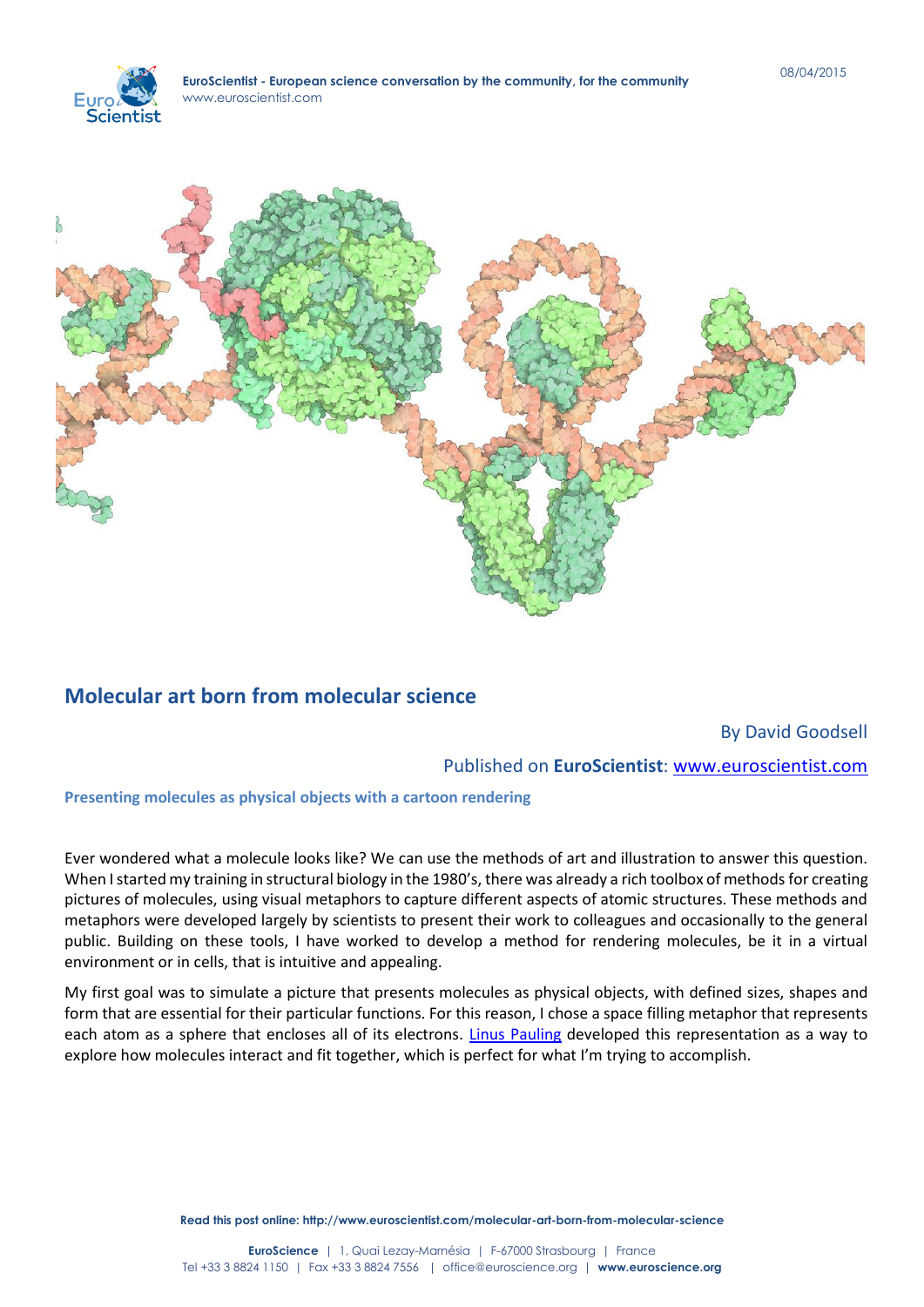## Molecular art born from molecular science

By David Goodsell

Published on **EuroScientist**: [www.euroscientist.com](http://www.euroscientist.com)

**Presenting molecules as physical objects with a cartoon rendering**

Ever wondered what a molecule looks like? We can use the methods of art and illustration to answer this question. When I started my training in structural biology in the 1980's, there was already a rich toolbox of methods for creating pictures of molecules, using visual metaphors to capture different aspects of atomic structures. These methods and metaphors were developed largely by scientists to present their work to colleagues and occasionally to the general public. Building on these tools, I have worked to develop a method for rendering molecules, be it in a virtual environment or in cells, that is intuitive and appealing.

My first goal was to simulate a picture that presents molecules as physical objects, with defined sizes, shapes and form that are essential for their particular functions. For this reason, I chose a space filling metaphor that represents each atom as a sphere that encloses all of its electrons. Linus Pauling developed this representation as a way to explore how molecules interact and fit together, which is perfect for what I'm trying to accomplish.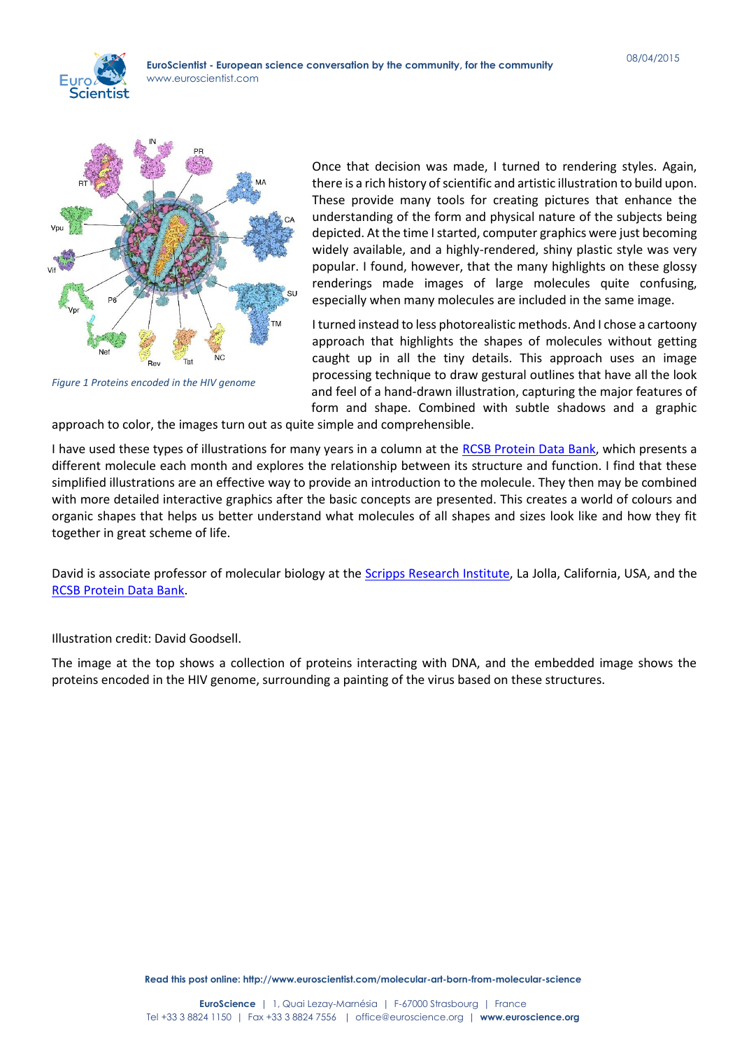Figure 1 Proteins encoded in the HIV genome

Once that decision was made, I turned to rendering styles. Again, there is a rich history of scientific and artistic illustration to build upon. These provide many tools for creating pictures that enhance the understanding of the form and physical nature of the subjects being depicted. At the time I started, computer graphics were just becoming widely available, and a highly-rendered, shiny plastic style was very popular. I found, however, that the many highlights on these glossy renderings made images of large molecules quite confusing, especially when many molecules are included in the same image.

I turned instead to less photorealistic methods. And I chose a cartoony approach that highlights the shapes of molecules without getting caught up in all the tiny details. This approach uses an image processing technique to draw gestural outlines that have all the look and feel of a hand-drawn illustration, capturing the major features of form and shape. Combined with subtle shadows and a graphic approach to color, the images turn out as quite simple and comprehensible.

I have used these types of illustrations for many years in a column at the RCSB Protein Data Bank, which presents a different molecule each month and explores the relationship between its structure and function. I find that these simplified illustrations are an effective way to provide an introduction to the molecule. They then may be combined with more detailed interactive graphics after the basic concepts are presented. This creates a world of colours and organic shapes that helps us better understand what molecules of all shapes and sizes look like and how they fit together in great scheme of life.

David is associate professor of molecular biology at the Scripps Research Institute, La Jolla, California, USA, and the RCSB Protein Data Bank.

Illustration credit: David Goodsell.

The image at the top shows a collection of proteins interacting with DNA, and the embedded image shows the proteins encoded in the HIV genome, surrounding a painting of the virus based on these structures.